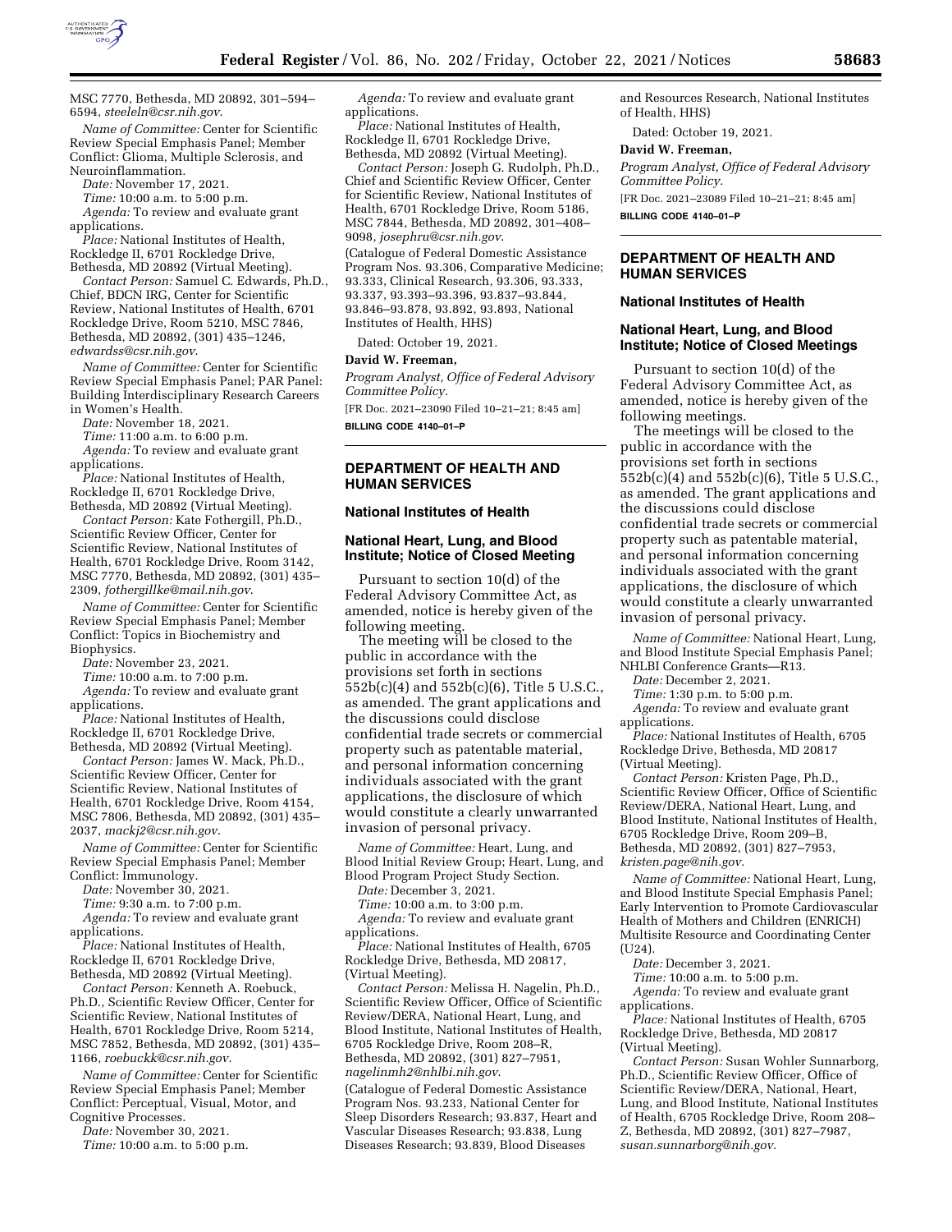MSC 7770, Bethesda, MD 20892, 301–594–6594, *steeleln@csr.nih.gov*.

*Name of Committee:* Center for Scientific Review Special Emphasis Panel; Member Conflict: Glioma, Multiple Sclerosis, and Neuroinflammation.

*Date:* November 17, 2021.

*Time:* 10:00 a.m. to 5:00 p.m.

*Agenda:* To review and evaluate grant applications.

*Place:* National Institutes of Health, Rockledge II, 6701 Rockledge Drive, Bethesda, MD 20892 (Virtual Meeting).

*Contact Person:* Samuel C. Edwards, Ph.D., Chief, BDCN IRG, Center for Scientific Review, National Institutes of Health, 6701 Rockledge Drive, Room 5210, MSC 7846, Bethesda, MD 20892, (301) 435–1246, *edwardss@csr.nih.gov*.

*Name of Committee:* Center for Scientific Review Special Emphasis Panel; PAR Panel: Building Interdisciplinary Research Careers in Women's Health.

*Date:* November 18, 2021.

*Time:* 11:00 a.m. to 6:00 p.m.

*Agenda:* To review and evaluate grant applications.

*Place:* National Institutes of Health, Rockledge II, 6701 Rockledge Drive, Bethesda, MD 20892 (Virtual Meeting).

*Contact Person:* Kate Fothergill, Ph.D., Scientific Review Officer, Center for Scientific Review, National Institutes of Health, 6701 Rockledge Drive, Room 3142, MSC 7770, Bethesda, MD 20892, (301) 435–2309, *fothergillke@mail.nih.gov*.

*Name of Committee:* Center for Scientific Review Special Emphasis Panel; Member Conflict: Topics in Biochemistry and Biophysics.

*Date:* November 23, 2021.

*Time:* 10:00 a.m. to 7:00 p.m.

*Agenda:* To review and evaluate grant applications.

*Place:* National Institutes of Health, Rockledge II, 6701 Rockledge Drive, Bethesda, MD 20892 (Virtual Meeting).

*Contact Person:* James W. Mack, Ph.D., Scientific Review Officer, Center for Scientific Review, National Institutes of Health, 6701 Rockledge Drive, Room 4154, MSC 7806, Bethesda, MD 20892, (301) 435–2037, *mackj2@csr.nih.gov*.

*Name of Committee:* Center for Scientific Review Special Emphasis Panel; Member Conflict: Immunology.

*Date:* November 30, 2021.

*Time:* 9:30 a.m. to 7:00 p.m.

*Agenda:* To review and evaluate grant applications.

*Place:* National Institutes of Health, Rockledge II, 6701 Rockledge Drive, Bethesda, MD 20892 (Virtual Meeting).

*Contact Person:* Kenneth A. Roebuck, Ph.D., Scientific Review Officer, Center for Scientific Review, National Institutes of Health, 6701 Rockledge Drive, Room 5214, MSC 7852, Bethesda, MD 20892, (301) 435–1166, *roebuckk@csr.nih.gov*.

*Name of Committee:* Center for Scientific Review Special Emphasis Panel; Member Conflict: Perceptual, Visual, Motor, and Cognitive Processes.

*Date:* November 30, 2021.

*Time:* 10:00 a.m. to 5:00 p.m.

*Agenda:* To review and evaluate grant applications.

*Place:* National Institutes of Health, Rockledge II, 6701 Rockledge Drive, Bethesda, MD 20892 (Virtual Meeting).

*Contact Person:* Joseph G. Rudolph, Ph.D., Chief and Scientific Review Officer, Center for Scientific Review, National Institutes of Health, 6701 Rockledge Drive, Room 5186, MSC 7844, Bethesda, MD 20892, 301–408–9098, *josephru@csr.nih.gov*.

(Catalogue of Federal Domestic Assistance Program Nos. 93.306, Comparative Medicine; 93.333, Clinical Research, 93.306, 93.333, 93.337, 93.393–93.396, 93.837–93.844, 93.846–93.878, 93.892, 93.893, National Institutes of Health, HHS)

Dated: October 19, 2021.

**David W. Freeman,**

*Program Analyst, Office of Federal Advisory Committee Policy.*

[FR Doc. 2021–23090 Filed 10–21–21; 8:45 am]

**BILLING CODE 4140–01–P**

## DEPARTMENT OF HEALTH AND HUMAN SERVICES

### National Institutes of Health

### National Heart, Lung, and Blood Institute; Notice of Closed Meeting

Pursuant to section 10(d) of the Federal Advisory Committee Act, as amended, notice is hereby given of the following meeting.

The meeting will be closed to the public in accordance with the provisions set forth in sections 552b(c)(4) and 552b(c)(6), Title 5 U.S.C., as amended. The grant applications and the discussions could disclose confidential trade secrets or commercial property such as patentable material, and personal information concerning individuals associated with the grant applications, the disclosure of which would constitute a clearly unwarranted invasion of personal privacy.

*Name of Committee:* Heart, Lung, and Blood Initial Review Group; Heart, Lung, and Blood Program Project Study Section.

*Date:* December 3, 2021.

*Time:* 10:00 a.m. to 3:00 p.m.

*Agenda:* To review and evaluate grant applications.

*Place:* National Institutes of Health, 6705 Rockledge Drive, Bethesda, MD 20817, (Virtual Meeting).

*Contact Person:* Melissa H. Nagelin, Ph.D., Scientific Review Officer, Office of Scientific Review/DERA, National Heart, Lung, and Blood Institute, National Institutes of Health, 6705 Rockledge Drive, Room 208–R, Bethesda, MD 20892, (301) 827–7951, *nagelinmh2@nhlbi.nih.gov*.

(Catalogue of Federal Domestic Assistance Program Nos. 93.233, National Center for Sleep Disorders Research; 93.837, Heart and Vascular Diseases Research; 93.838, Lung Diseases Research; 93.839, Blood Diseases and Resources Research, National Institutes of Health, HHS)

Dated: October 19, 2021.

**David W. Freeman,**

*Program Analyst, Office of Federal Advisory Committee Policy.*

[FR Doc. 2021–23089 Filed 10–21–21; 8:45 am]

**BILLING CODE 4140–01–P**

## DEPARTMENT OF HEALTH AND HUMAN SERVICES

### National Institutes of Health

### National Heart, Lung, and Blood Institute; Notice of Closed Meetings

Pursuant to section 10(d) of the Federal Advisory Committee Act, as amended, notice is hereby given of the following meetings.

The meetings will be closed to the public in accordance with the provisions set forth in sections 552b(c)(4) and 552b(c)(6), Title 5 U.S.C., as amended. The grant applications and the discussions could disclose confidential trade secrets or commercial property such as patentable material, and personal information concerning individuals associated with the grant applications, the disclosure of which would constitute a clearly unwarranted invasion of personal privacy.

*Name of Committee:* National Heart, Lung, and Blood Institute Special Emphasis Panel; NHLBI Conference Grants—R13.

*Date:* December 2, 2021.

*Time:* 1:30 p.m. to 5:00 p.m.

*Agenda:* To review and evaluate grant applications.

*Place:* National Institutes of Health, 6705 Rockledge Drive, Bethesda, MD 20817 (Virtual Meeting).

*Contact Person:* Kristen Page, Ph.D., Scientific Review Officer, Office of Scientific Review/DERA, National Heart, Lung, and Blood Institute, National Institutes of Health, 6705 Rockledge Drive, Room 209–B, Bethesda, MD 20892, (301) 827–7953, *kristen.page@nih.gov*.

*Name of Committee:* National Heart, Lung, and Blood Institute Special Emphasis Panel; Early Intervention to Promote Cardiovascular Health of Mothers and Children (ENRICH) Multisite Resource and Coordinating Center (U24).

*Date:* December 3, 2021.

*Time:* 10:00 a.m. to 5:00 p.m.

*Agenda:* To review and evaluate grant applications.

*Place:* National Institutes of Health, 6705 Rockledge Drive, Bethesda, MD 20817 (Virtual Meeting).

*Contact Person:* Susan Wohler Sunnarborg, Ph.D., Scientific Review Officer, Office of Scientific Review/DERA, National, Heart, Lung, and Blood Institute, National Institutes of Health, 6705 Rockledge Drive, Room 208–Z, Bethesda, MD 20892, (301) 827–7987, *susan.sunnarborg@nih.gov*.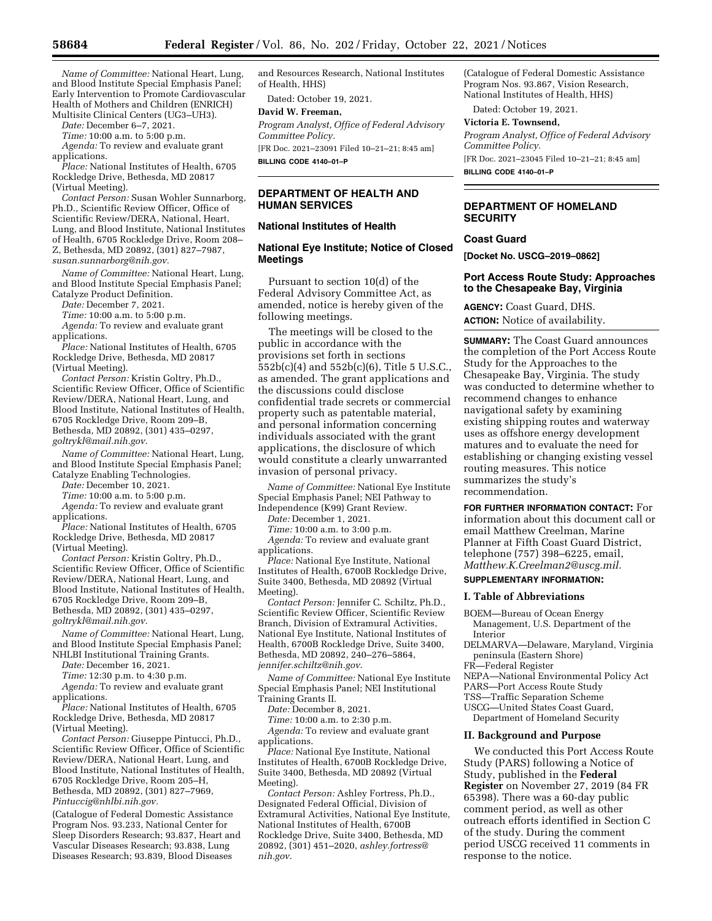*Name of Committee:* National Heart, Lung, and Blood Institute Special Emphasis Panel; Early Intervention to Promote Cardiovascular Health of Mothers and Children (ENRICH) Multisite Clinical Centers (UG3–UH3).

*Date:* December 6–7, 2021.

*Time:* 10:00 a.m. to 5:00 p.m.

*Agenda:* To review and evaluate grant applications.

*Place:* National Institutes of Health, 6705 Rockledge Drive, Bethesda, MD 20817 (Virtual Meeting).

*Contact Person:* Susan Wohler Sunnarborg, Ph.D., Scientific Review Officer, Office of Scientific Review/DERA, National, Heart, Lung, and Blood Institute, National Institutes of Health, 6705 Rockledge Drive, Room 208–Z, Bethesda, MD 20892, (301) 827–7987, *susan.sunnarborg@nih.gov.*

*Name of Committee:* National Heart, Lung, and Blood Institute Special Emphasis Panel; Catalyze Product Definition.

*Date:* December 7, 2021.

*Time:* 10:00 a.m. to 5:00 p.m.

*Agenda:* To review and evaluate grant applications.

*Place:* National Institutes of Health, 6705 Rockledge Drive, Bethesda, MD 20817 (Virtual Meeting).

*Contact Person:* Kristin Goltry, Ph.D., Scientific Review Officer, Office of Scientific Review/DERA, National Heart, Lung, and Blood Institute, National Institutes of Health, 6705 Rockledge Drive, Room 209–B, Bethesda, MD 20892, (301) 435–0297, *goltrykl@mail.nih.gov.*

*Name of Committee:* National Heart, Lung, and Blood Institute Special Emphasis Panel; Catalyze Enabling Technologies.

*Date:* December 10, 2021.

*Time:* 10:00 a.m. to 5:00 p.m.

*Agenda:* To review and evaluate grant applications.

*Place:* National Institutes of Health, 6705 Rockledge Drive, Bethesda, MD 20817 (Virtual Meeting).

*Contact Person:* Kristin Goltry, Ph.D., Scientific Review Officer, Office of Scientific Review/DERA, National Heart, Lung, and Blood Institute, National Institutes of Health, 6705 Rockledge Drive, Room 209–B, Bethesda, MD 20892, (301) 435–0297, *goltrykl@mail.nih.gov.*

*Name of Committee:* National Heart, Lung, and Blood Institute Special Emphasis Panel; NHLBI Institutional Training Grants.

*Date:* December 16, 2021.

*Time:* 12:30 p.m. to 4:30 p.m.

*Agenda:* To review and evaluate grant applications.

*Place:* National Institutes of Health, 6705 Rockledge Drive, Bethesda, MD 20817 (Virtual Meeting).

*Contact Person:* Giuseppe Pintucci, Ph.D., Scientific Review Officer, Office of Scientific Review/DERA, National Heart, Lung, and Blood Institute, National Institutes of Health, 6705 Rockledge Drive, Room 205–H, Bethesda, MD 20892, (301) 827–7969, *Pintuccig@nhlbi.nih.gov.*

(Catalogue of Federal Domestic Assistance Program Nos. 93.233, National Center for Sleep Disorders Research; 93.837, Heart and Vascular Diseases Research; 93.838, Lung Diseases Research; 93.839, Blood Diseases and Resources Research, National Institutes of Health, HHS)

Dated: October 19, 2021.

**David W. Freeman,**

*Program Analyst, Office of Federal Advisory Committee Policy.*

[FR Doc. 2021–23091 Filed 10–21–21; 8:45 am]

**BILLING CODE 4140–01–P**

---

## DEPARTMENT OF HEALTH AND HUMAN SERVICES

### National Institutes of Health

### National Eye Institute; Notice of Closed Meetings

Pursuant to section 10(d) of the Federal Advisory Committee Act, as amended, notice is hereby given of the following meetings.

The meetings will be closed to the public in accordance with the provisions set forth in sections 552b(c)(4) and 552b(c)(6), Title 5 U.S.C., as amended. The grant applications and the discussions could disclose confidential trade secrets or commercial property such as patentable material, and personal information concerning individuals associated with the grant applications, the disclosure of which would constitute a clearly unwarranted invasion of personal privacy.

*Name of Committee:* National Eye Institute Special Emphasis Panel; NEI Pathway to Independence (K99) Grant Review.

*Date:* December 1, 2021.

*Time:* 10:00 a.m. to 3:00 p.m.

*Agenda:* To review and evaluate grant applications.

*Place:* National Eye Institute, National Institutes of Health, 6700B Rockledge Drive, Suite 3400, Bethesda, MD 20892 (Virtual Meeting).

*Contact Person:* Jennifer C. Schiltz, Ph.D., Scientific Review Officer, Scientific Review Branch, Division of Extramural Activities, National Eye Institute, National Institutes of Health, 6700B Rockledge Drive, Suite 3400, Bethesda, MD 20892, 240–276–5864, *jennifer.schiltz@nih.gov.*

*Name of Committee:* National Eye Institute Special Emphasis Panel; NEI Institutional Training Grants II.

*Date:* December 8, 2021.

*Time:* 10:00 a.m. to 2:30 p.m.

*Agenda:* To review and evaluate grant applications.

*Place:* National Eye Institute, National Institutes of Health, 6700B Rockledge Drive, Suite 3400, Bethesda, MD 20892 (Virtual Meeting).

*Contact Person:* Ashley Fortress, Ph.D., Designated Federal Official, Division of Extramural Activities, National Eye Institute, National Institutes of Health, 6700B Rockledge Drive, Suite 3400, Bethesda, MD 20892, (301) 451–2020, *ashley.fortress@nih.gov.*

(Catalogue of Federal Domestic Assistance Program Nos. 93.867, Vision Research, National Institutes of Health, HHS)

Dated: October 19, 2021.

**Victoria E. Townsend,**

*Program Analyst, Office of Federal Advisory Committee Policy.*

[FR Doc. 2021–23045 Filed 10–21–21; 8:45 am]

**BILLING CODE 4140–01–P**

---

## DEPARTMENT OF HOMELAND SECURITY

### Coast Guard

**[Docket No. USCG–2019–0862]**

### Port Access Route Study: Approaches to the Chesapeake Bay, Virginia

**AGENCY:** Coast Guard, DHS.

**ACTION:** Notice of availability.

**SUMMARY:** The Coast Guard announces the completion of the Port Access Route Study for the Approaches to the Chesapeake Bay, Virginia. The study was conducted to determine whether to recommend changes to enhance navigational safety by examining existing shipping routes and waterway uses as offshore energy development matures and to evaluate the need for establishing or changing existing vessel routing measures. This notice summarizes the study's recommendation.

**FOR FURTHER INFORMATION CONTACT:** For information about this document call or email Matthew Creelman, Marine Planner at Fifth Coast Guard District, telephone (757) 398–6225, email, *Matthew.K.Creelman2@uscg.mil.*

**SUPPLEMENTARY INFORMATION:**

#### I. Table of Abbreviations

BOEM—Bureau of Ocean Energy Management, U.S. Department of the Interior
DELMARVA—Delaware, Maryland, Virginia peninsula (Eastern Shore)
FR—Federal Register
NEPA—National Environmental Policy Act
PARS—Port Access Route Study
TSS—Traffic Separation Scheme
USCG—United States Coast Guard, Department of Homeland Security

#### II. Background and Purpose

We conducted this Port Access Route Study (PARS) following a Notice of Study, published in the **Federal Register** on November 27, 2019 (84 FR 65398). There was a 60-day public comment period, as well as other outreach efforts identified in Section C of the study. During the comment period USCG received 11 comments in response to the notice.